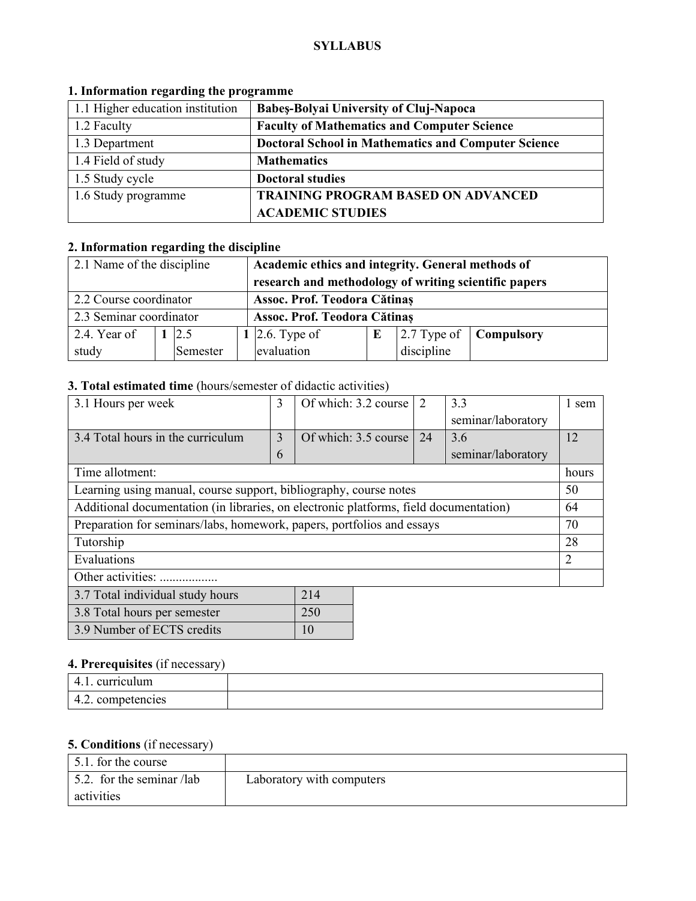# SYLLABUS

## 1. Information regarding the programme

| | |
|---|---|
| 1.1 Higher education institution | **Babeş-Bolyai University of Cluj-Napoca** |
| 1.2 Faculty | **Faculty of Mathematics and Computer Science** |
| 1.3 Department | **Doctoral School in Mathematics and Computer Science** |
| 1.4 Field of study | **Mathematics** |
| 1.5 Study cycle | **Doctoral studies** |
| 1.6 Study programme | **TRAINING PROGRAM BASED ON ADVANCED ACADEMIC STUDIES** |

## 2. Information regarding the discipline

| | | | | | | | |
|---|---|---|---|---|---|---|---|
| 2.1 Name of the discipline | | | **Academic ethics and integrity. General methods of research and methodology of writing scientific papers** | | | | |
| 2.2 Course coordinator | | | **Assoc. Prof. Teodora Cătinaș** | | | | |
| 2.3 Seminar coordinator | | | **Assoc. Prof. Teodora Cătinaș** | | | | |
| 2.4. Year of study | **1** | 2.5 Semester | **1** | 2.6. Type of evaluation | **E** | 2.7 Type of discipline | **Compulsory** |

## 3. Total estimated time (hours/semester of didactic activities)

| | | | | | |
|---|---|---|---|---|---|
| 3.1 Hours per week | 3 | Of which: 3.2 course | 2 | 3.3 seminar/laboratory | 1 sem |
| 3.4 Total hours in the curriculum | 36 | Of which: 3.5 course | 24 | 3.6 seminar/laboratory | 12 |
| Time allotment: | | | | | hours |
| Learning using manual, course support, bibliography, course notes | | | | | 50 |
| Additional documentation (in libraries, on electronic platforms, field documentation) | | | | | 64 |
| Preparation for seminars/labs, homework, papers, portfolios and essays | | | | | 70 |
| Tutorship | | | | | 28 |
| Evaluations | | | | | 2 |
| Other activities: .................. | | | | | |

| | |
|---|---|
| 3.7 Total individual study hours | 214 |
| 3.8 Total hours per semester | 250 |
| 3.9 Number of ECTS credits | 10 |

## 4. Prerequisites (if necessary)

| | |
|---|---|
| 4.1. curriculum | |
| 4.2. competencies | |

## 5. Conditions (if necessary)

| | |
|---|---|
| 5.1. for the course | |
| 5.2. for the seminar /lab activities | Laboratory with computers |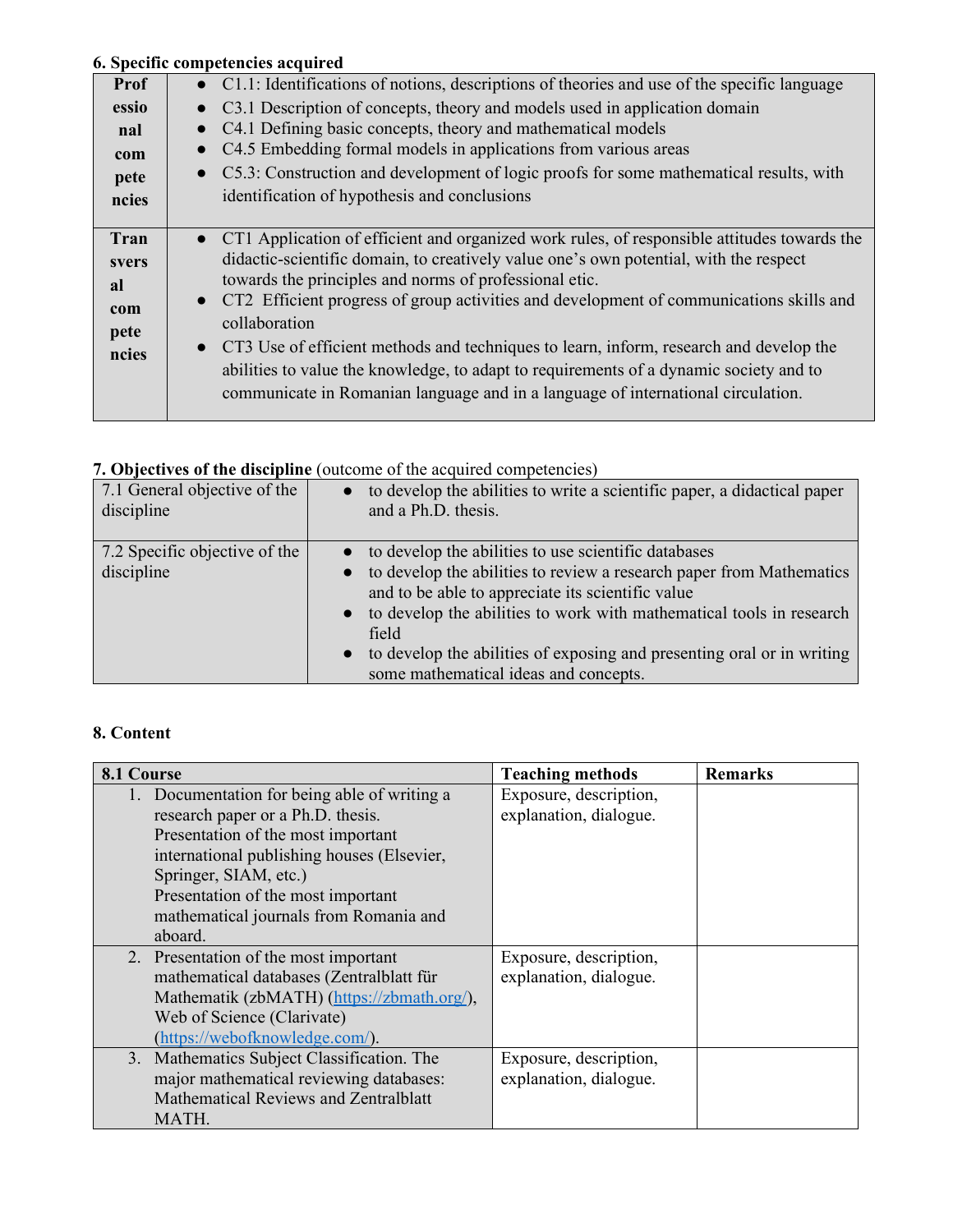**6. Specific competencies acquired**

| | |
|---|---|
| **Professional competencies** | • C1.1: Identifications of notions, descriptions of theories and use of the specific language<br>• C3.1 Description of concepts, theory and models used in application domain<br>• C4.1 Defining basic concepts, theory and mathematical models<br>• C4.5 Embedding formal models in applications from various areas<br>• C5.3: Construction and development of logic proofs for some mathematical results, with identification of hypothesis and conclusions |
| **Transversal competencies** | • CT1 Application of efficient and organized work rules, of responsible attitudes towards the didactic-scientific domain, to creatively value one's own potential, with the respect towards the principles and norms of professional etic.<br>• CT2 Efficient progress of group activities and development of communications skills and collaboration<br>• CT3 Use of efficient methods and techniques to learn, inform, research and develop the abilities to value the knowledge, to adapt to requirements of a dynamic society and to communicate in Romanian language and in a language of international circulation. |

**7. Objectives of the discipline** (outcome of the acquired competencies)

| | |
|---|---|
| 7.1 General objective of the discipline | • to develop the abilities to write a scientific paper, a didactical paper and a Ph.D. thesis. |
| 7.2 Specific objective of the discipline | • to develop the abilities to use scientific databases<br>• to develop the abilities to review a research paper from Mathematics and to be able to appreciate its scientific value<br>• to develop the abilities to work with mathematical tools in research field<br>• to develop the abilities of exposing and presenting oral or in writing some mathematical ideas and concepts. |

**8. Content**

| **8.1 Course** | **Teaching methods** | **Remarks** |
|---|---|---|
| 1. Documentation for being able of writing a research paper or a Ph.D. thesis.<br>Presentation of the most important international publishing houses (Elsevier, Springer, SIAM, etc.)<br>Presentation of the most important mathematical journals from Romania and aboard. | Exposure, description, explanation, dialogue. | |
| 2. Presentation of the most important mathematical databases (Zentralblatt für Mathematik (zbMATH) (https://zbmath.org/), Web of Science (Clarivate) (https://webofknowledge.com/). | Exposure, description, explanation, dialogue. | |
| 3. Mathematics Subject Classification. The major mathematical reviewing databases: Mathematical Reviews and Zentralblatt MATH. | Exposure, description, explanation, dialogue. | |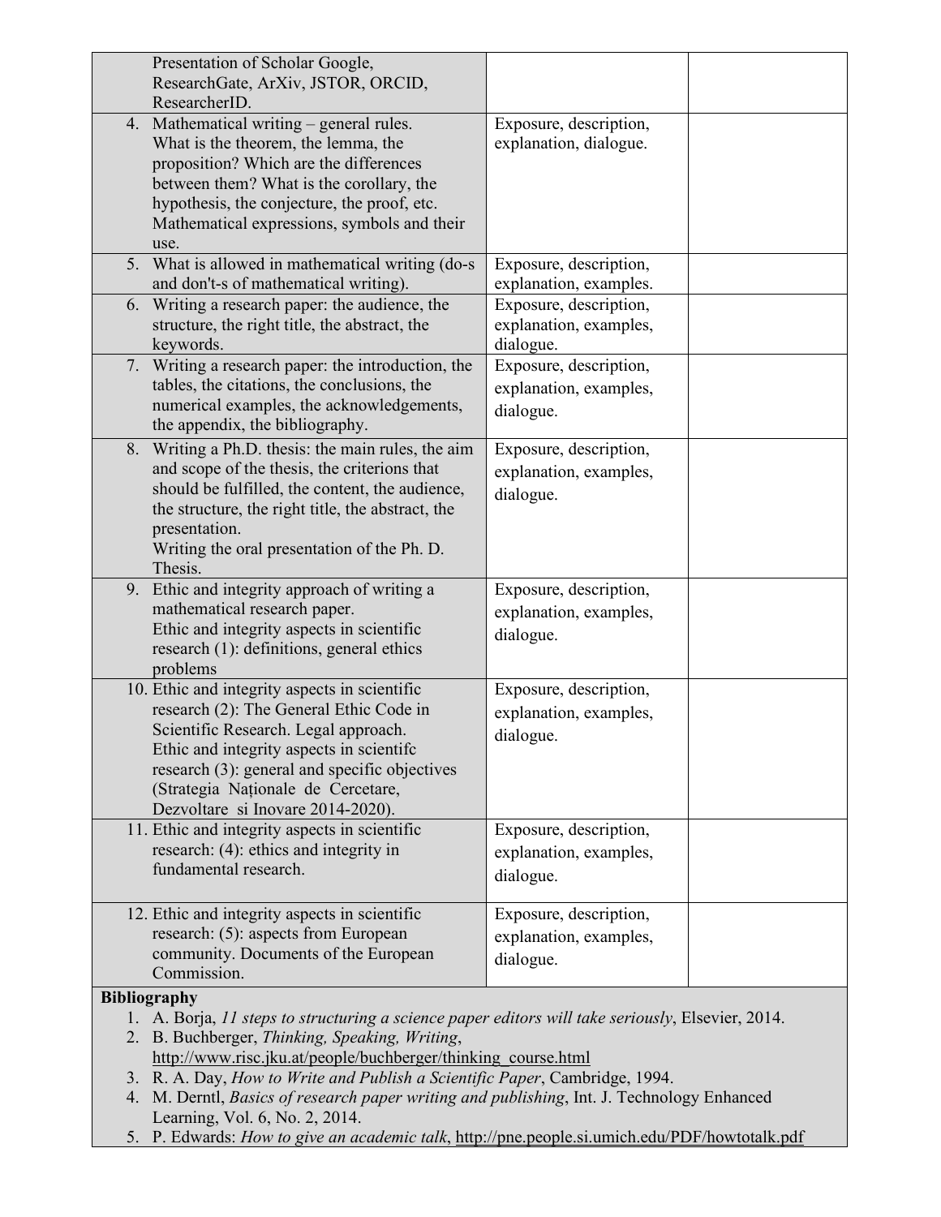| | | |
|---|---|---|
| Presentation of Scholar Google, ResearchGate, ArXiv, JSTOR, ORCID, ResearcherID. | | |
| 4. Mathematical writing – general rules. What is the theorem, the lemma, the proposition? Which are the differences between them? What is the corollary, the hypothesis, the conjecture, the proof, etc. Mathematical expressions, symbols and their use. | Exposure, description, explanation, dialogue. | |
| 5. What is allowed in mathematical writing (do-s and don't-s of mathematical writing). | Exposure, description, explanation, examples. | |
| 6. Writing a research paper: the audience, the structure, the right title, the abstract, the keywords. | Exposure, description, explanation, examples, dialogue. | |
| 7. Writing a research paper: the introduction, the tables, the citations, the conclusions, the numerical examples, the acknowledgements, the appendix, the bibliography. | Exposure, description, explanation, examples, dialogue. | |
| 8. Writing a Ph.D. thesis: the main rules, the aim and scope of the thesis, the criterions that should be fulfilled, the content, the audience, the structure, the right title, the abstract, the presentation. Writing the oral presentation of the Ph. D. Thesis. | Exposure, description, explanation, examples, dialogue. | |
| 9. Ethic and integrity approach of writing a mathematical research paper. Ethic and integrity aspects in scientific research (1): definitions, general ethics problems | Exposure, description, explanation, examples, dialogue. | |
| 10. Ethic and integrity aspects in scientific research (2): The General Ethic Code in Scientific Research. Legal approach. Ethic and integrity aspects in scientifc research (3): general and specific objectives (Strategia Naționale de Cercetare, Dezvoltare si Inovare 2014-2020). | Exposure, description, explanation, examples, dialogue. | |
| 11. Ethic and integrity aspects in scientific research: (4): ethics and integrity in fundamental research. | Exposure, description, explanation, examples, dialogue. | |
| 12. Ethic and integrity aspects in scientific research: (5): aspects from European community. Documents of the European Commission. | Exposure, description, explanation, examples, dialogue. | |

**Bibliography**

1. A. Borja, *11 steps to structuring a science paper editors will take seriously*, Elsevier, 2014.
2. B. Buchberger, *Thinking, Speaking, Writing*, http://www.risc.jku.at/people/buchberger/thinking_course.html
3. R. A. Day, *How to Write and Publish a Scientific Paper*, Cambridge, 1994.
4. M. Derntl, *Basics of research paper writing and publishing*, Int. J. Technology Enhanced Learning, Vol. 6, No. 2, 2014.
5. P. Edwards: *How to give an academic talk*, http://pne.people.si.umich.edu/PDF/howtotalk.pdf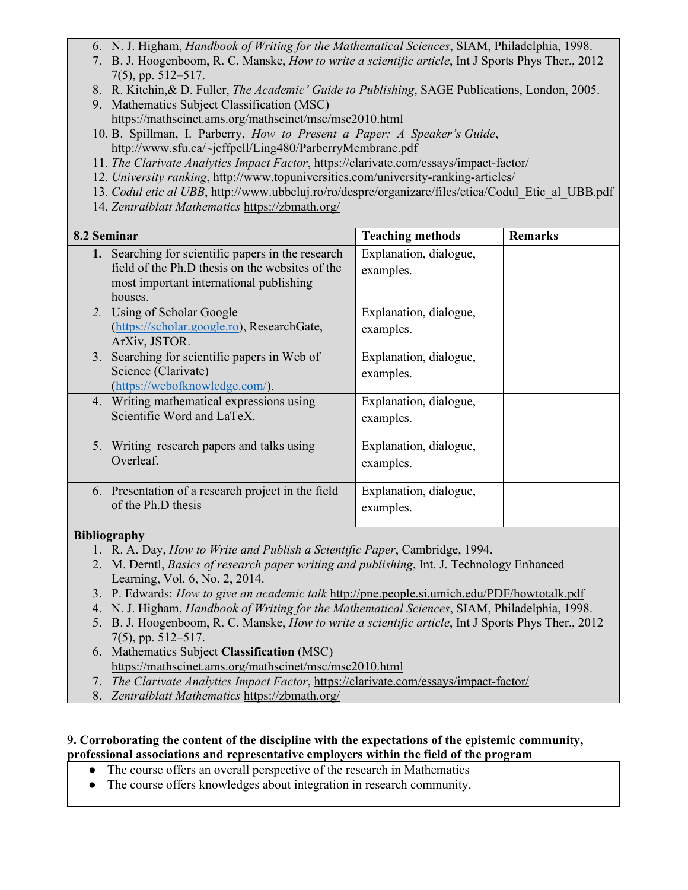6. N. J. Higham, *Handbook of Writing for the Mathematical Sciences*, SIAM, Philadelphia, 1998.
7. B. J. Hoogenboom, R. C. Manske, *How to write a scientific article*, Int J Sports Phys Ther., 2012 7(5), pp. 512–517.
8. R. Kitchin,& D. Fuller, *The Academic' Guide to Publishing*, SAGE Publications, London, 2005.
9. Mathematics Subject Classification (MSC) https://mathscinet.ams.org/mathscinet/msc/msc2010.html
10. B. Spillman, I. Parberry, *How to Present a Paper: A Speaker's Guide*, http://www.sfu.ca/~jeffpell/Ling480/ParberryMembrane.pdf
11. *The Clarivate Analytics Impact Factor*, https://clarivate.com/essays/impact-factor/
12. *University ranking*, http://www.topuniversities.com/university-ranking-articles/
13. *Codul etic al UBB*, http://www.ubbcluj.ro/ro/despre/organizare/files/etica/Codul_Etic_al_UBB.pdf
14. *Zentralblatt Mathematics* https://zbmath.org/

| 8.2 Seminar | Teaching methods | Remarks |
|---|---|---|
| **1.** Searching for scientific papers in the research field of the Ph.D thesis on the websites of the most important international publishing houses. | Explanation, dialogue, examples. | |
| *2.* Using of Scholar Google (https://scholar.google.ro), ResearchGate, ArXiv, JSTOR. | Explanation, dialogue, examples. | |
| 3. Searching for scientific papers in Web of Science (Clarivate) (https://webofknowledge.com/). | Explanation, dialogue, examples. | |
| 4. Writing mathematical expressions using Scientific Word and LaTeX. | Explanation, dialogue, examples. | |
| 5. Writing research papers and talks using Overleaf. | Explanation, dialogue, examples. | |
| 6. Presentation of a research project in the field of the Ph.D thesis | Explanation, dialogue, examples. | |

**Bibliography**

1. R. A. Day, *How to Write and Publish a Scientific Paper*, Cambridge, 1994.
2. M. Derntl, *Basics of research paper writing and publishing*, Int. J. Technology Enhanced Learning, Vol. 6, No. 2, 2014.
3. P. Edwards: *How to give an academic talk* http://pne.people.si.umich.edu/PDF/howtotalk.pdf
4. N. J. Higham, *Handbook of Writing for the Mathematical Sciences*, SIAM, Philadelphia, 1998.
5. B. J. Hoogenboom, R. C. Manske, *How to write a scientific article*, Int J Sports Phys Ther., 2012 7(5), pp. 512–517.
6. Mathematics Subject **Classification** (MSC) https://mathscinet.ams.org/mathscinet/msc/msc2010.html
7. *The Clarivate Analytics Impact Factor*, https://clarivate.com/essays/impact-factor/
8. *Zentralblatt Mathematics* https://zbmath.org/

**9. Corroborating the content of the discipline with the expectations of the epistemic community, professional associations and representative employers within the field of the program**

- The course offers an overall perspective of the research in Mathematics
- The course offers knowledges about integration in research community.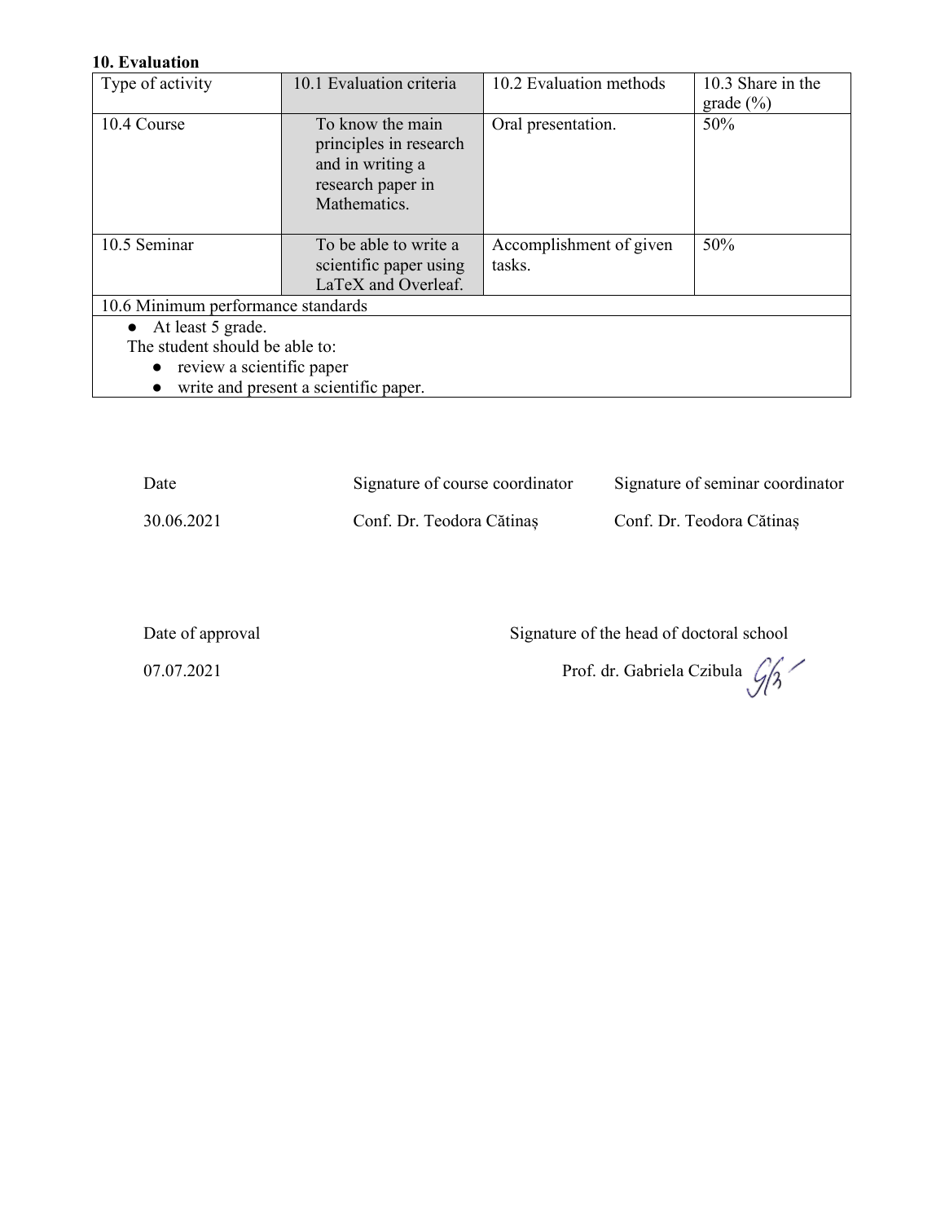**10. Evaluation**

| Type of activity | 10.1 Evaluation criteria | 10.2 Evaluation methods | 10.3 Share in the grade (%) |
|---|---|---|---|
| 10.4 Course | To know the main principles in research and in writing a research paper in Mathematics. | Oral presentation. | 50% |
| 10.5 Seminar | To be able to write a scientific paper using LaTeX and Overleaf. | Accomplishment of given tasks. | 50% |
| 10.6 Minimum performance standards | | | |
| ● At least 5 grade.<br>The student should be able to:<br>● review a scientific paper<br>● write and present a scientific paper. | | | |

| Date | Signature of course coordinator | Signature of seminar coordinator |
|---|---|---|
| 30.06.2021 | Conf. Dr. Teodora Cătinaș | Conf. Dr. Teodora Cătinaș |

| Date of approval | Signature of the head of doctoral school |
|---|---|
| 07.07.2021 | Prof. dr. Gabriela Czibula |